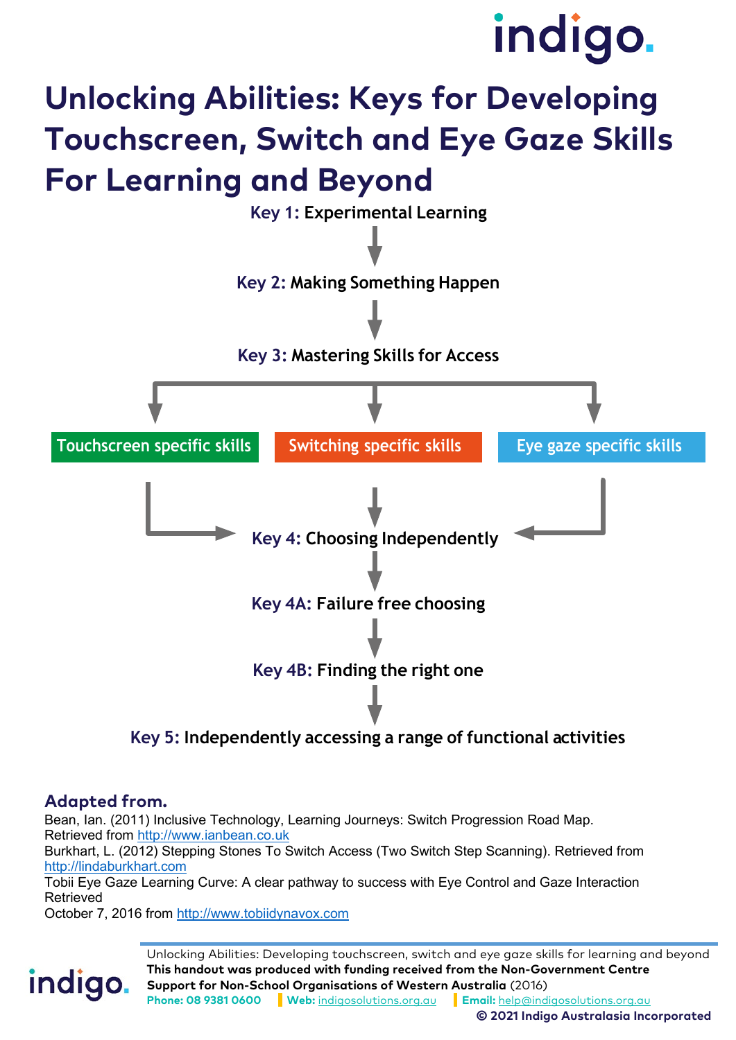indigo.

# Unlocking Abilities: Keys for Developing Touchscreen, Switch and Eye Gaze Skills For Learning and Beyond

**Key 1:** Experimental Learning

↓

**Key 2:** Making Something Happen

↓

**Key 3:** Mastering Skills for Access

↓

Touchscreen specific skills | Switching specific skills | Eye gaze specific skills

↓

**Key 4:** Choosing Independently

↓

**Key 4A:** Failure free choosing

↓

**Key 4B:** Finding the right one

↓

**Key 5:** Independently accessing a range of functional activities

## Adapted from.

Bean, Ian. (2011) Inclusive Technology, Learning Journeys: Switch Progression Road Map. Retrieved from http://www.ianbean.co.uk

Burkhart, L. (2012) Stepping Stones To Switch Access (Two Switch Step Scanning). Retrieved from http://lindaburkhart.com

Tobii Eye Gaze Learning Curve: A clear pathway to success with Eye Control and Gaze Interaction Retrieved October 7, 2016 from http://www.tobiidynavox.com

indigo.

Unlocking Abilities: Developing touchscreen, switch and eye gaze skills for learning and beyond

**This handout was produced with funding received from the Non-Government Centre Support for Non-School Organisations of Western Australia** (2016)

**Phone:** 08 9381 0600 | **Web:** indigosolutions.org.au | **Email:** help@indigosolutions.org.au

**© 2021 Indigo Australasia Incorporated**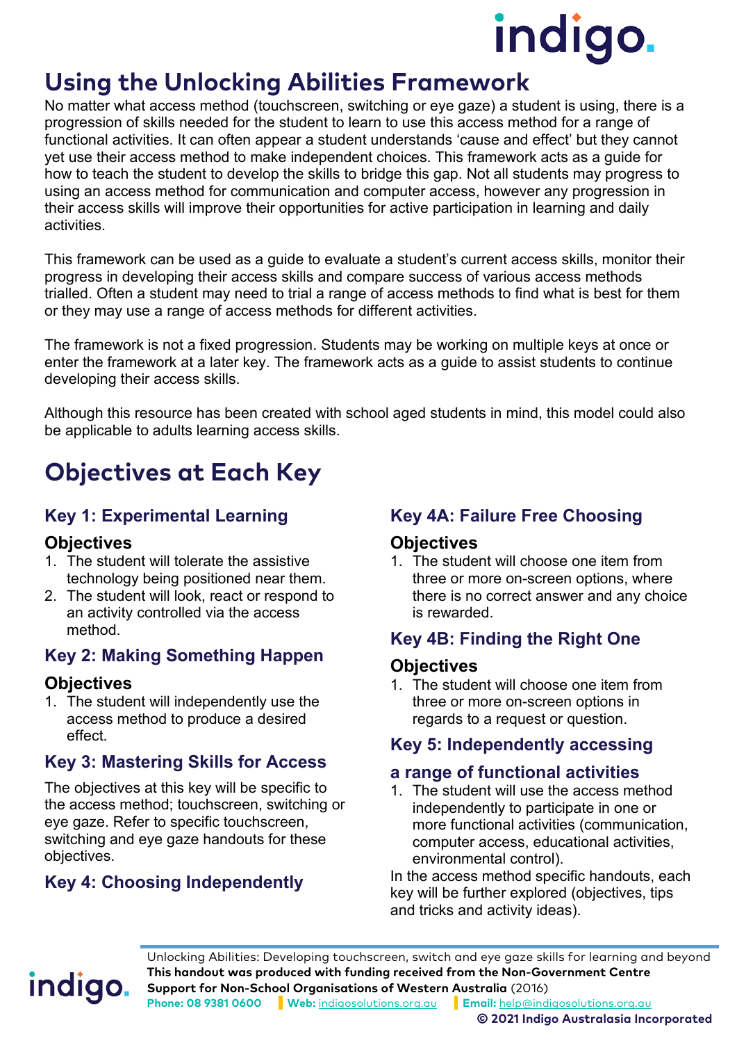# Using the Unlocking Abilities Framework

No matter what access method (touchscreen, switching or eye gaze) a student is using, there is a progression of skills needed for the student to learn to use this access method for a range of functional activities. It can often appear a student understands 'cause and effect' but they cannot yet use their access method to make independent choices. This framework acts as a guide for how to teach the student to develop the skills to bridge this gap. Not all students may progress to using an access method for communication and computer access, however any progression in their access skills will improve their opportunities for active participation in learning and daily activities.

This framework can be used as a guide to evaluate a student's current access skills, monitor their progress in developing their access skills and compare success of various access methods trialled. Often a student may need to trial a range of access methods to find what is best for them or they may use a range of access methods for different activities.

The framework is not a fixed progression. Students may be working on multiple keys at once or enter the framework at a later key. The framework acts as a guide to assist students to continue developing their access skills.

Although this resource has been created with school aged students in mind, this model could also be applicable to adults learning access skills.

# Objectives at Each Key

## Key 1: Experimental Learning

### Objectives

1. The student will tolerate the assistive technology being positioned near them.
2. The student will look, react or respond to an activity controlled via the access method.

## Key 2: Making Something Happen

### Objectives

1. The student will independently use the access method to produce a desired effect.

## Key 3: Mastering Skills for Access

The objectives at this key will be specific to the access method; touchscreen, switching or eye gaze. Refer to specific touchscreen, switching and eye gaze handouts for these objectives.

## Key 4: Choosing Independently

## Key 4A: Failure Free Choosing

### Objectives

1. The student will choose one item from three or more on-screen options, where there is no correct answer and any choice is rewarded.

## Key 4B: Finding the Right One

### Objectives

1. The student will choose one item from three or more on-screen options in regards to a request or question.

## Key 5: Independently accessing a range of functional activities

1. The student will use the access method independently to participate in one or more functional activities (communication, computer access, educational activities, environmental control).

In the access method specific handouts, each key will be further explored (objectives, tips and tricks and activity ideas).